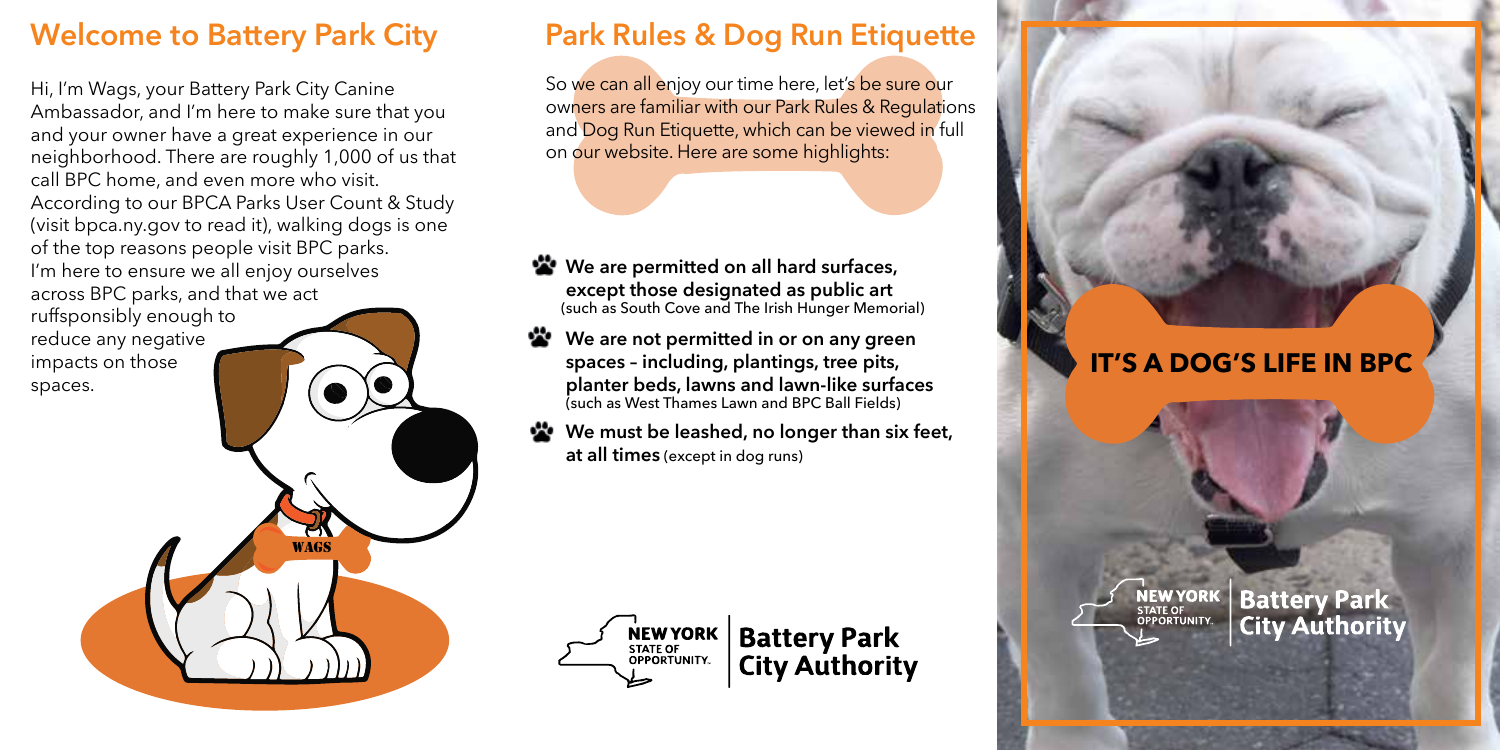## Welcome to Battery Park City

Hi, I'm Wags, your Battery Park City Canine Ambassador, and I'm here to make sure that you and your owner have a great experience in our neighborhood. There are roughly 1,000 of us that call BPC home, and even more who visit. According to our BPCA Parks User Count & Study (visit bpca.ny.gov to read it), walking dogs is one of the top reasons people visit BPC parks. I'm here to ensure we all enjoy ourselves across BPC parks, and that we act ruffsponsibly enough to reduce any negative impacts on those spaces.

WAGS

## Park Rules & Dog Run Etiquette

So we can all enjoy our time here, let's be sure our owners are familiar with our Park Rules & Regulations and Dog Run Etiquette, which can be viewed in full on our website. Here are some highlights:

- **We are permitted on all hard surfaces, except those designated as public art** (such as South Cove and The Irish Hunger Memorial)
- **We are not permitted in or on any green spaces – including, plantings, tree pits, planter beds, lawns and lawn-like surfaces** (such as West Thames Lawn and BPC Ball Fields)
- **We must be leashed, no longer than six feet, at all times** (except in dog runs)

NEW YORK STATE OF OPPORTUNITY. | Battery Park City Authority

## IT'S A DOG'S LIFE IN BPC

NEW YORK STATE OF OPPORTUNITY. | Battery Park City Authority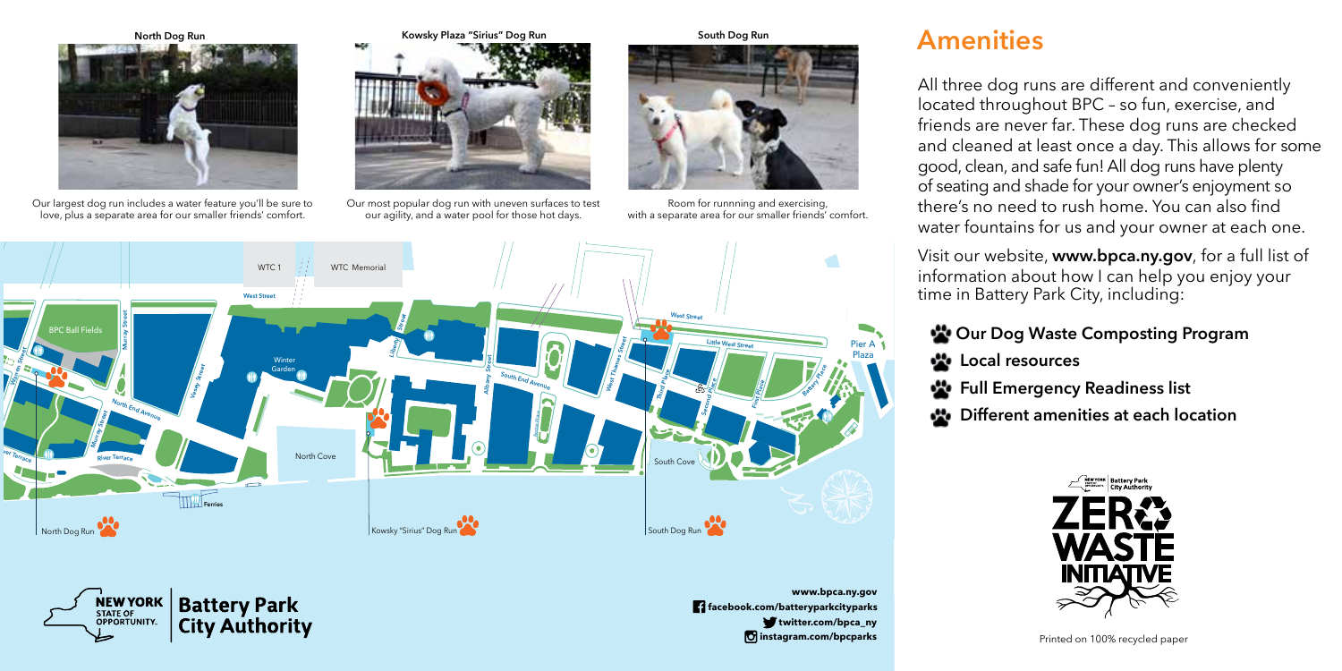**North Dog Run**

Our largest dog run includes a water feature you'll be sure to love, plus a separate area for our smaller friends' comfort.

**Kowsky Plaza "Sirius" Dog Run**

Our most popular dog run with uneven surfaces to test our agility, and a water pool for those hot days.

**South Dog Run**

Room for runnning and exercising, with a separate area for our smaller friends' comfort.

WTC 1
WTC Memorial
West Street
BPC Ball Fields
Murray Street
Warren Street
Winter Garden
Vesey Street
North End Avenue
Murray Street
River Terrace
North Cove
Ferries
Liberty Street
Albany Street
South End Avenue
West Thames Street
West Street
Little West Street
Third Place
Second Place
First Place
Battery Place
Pier A Plaza
South Cove

North Dog Run
Kowsky "Sirius" Dog Run
South Dog Run

## Amenities

All three dog runs are different and conveniently located throughout BPC – so fun, exercise, and friends are never far. These dog runs are checked and cleaned at least once a day. This allows for some good, clean, and safe fun! All dog runs have plenty of seating and shade for your owner's enjoyment so there's no need to rush home. You can also find water fountains for us and your owner at each one.

Visit our website, **www.bpca.ny.gov**, for a full list of information about how I can help you enjoy your time in Battery Park City, including:

- **Our Dog Waste Composting Program**
- **Local resources**
- **Full Emergency Readiness list**
- **Different amenities at each location**

NEW YORK STATE OF OPPORTUNITY. Battery Park City Authority

ZERO WASTE INITIATIVE

**www.bpca.ny.gov**
**facebook.com/batteryparkcityparks**
**twitter.com/bpca_ny**
**instagram.com/bpcparks**

NEW YORK STATE OF OPPORTUNITY. | **Battery Park City Authority**

Printed on 100% recycled paper